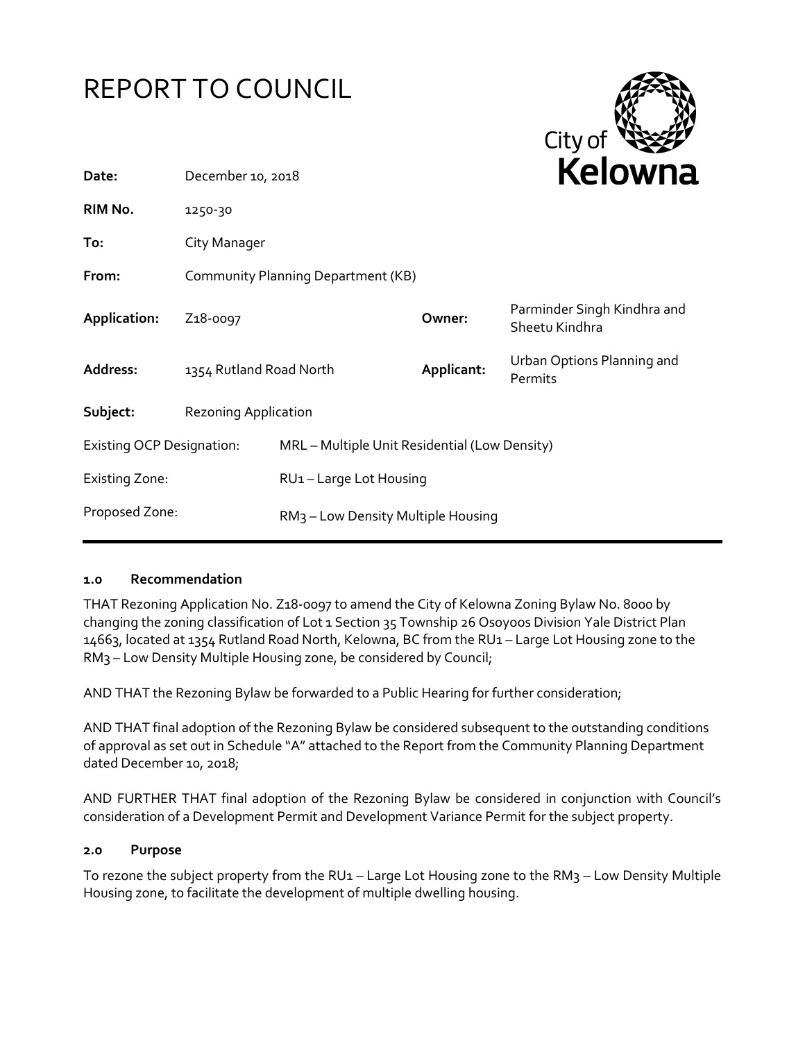# REPORT TO COUNCIL

City of **Kelowna**

| | | | |
|---|---|---|---|
| **Date:** | December 10, 2018 | | |
| **RIM No.** | 1250-30 | | |
| **To:** | City Manager | | |
| **From:** | Community Planning Department (KB) | | |
| **Application:** | Z18-0097 | **Owner:** | Parminder Singh Kindhra and Sheetu Kindhra |
| **Address:** | 1354 Rutland Road North | **Applicant:** | Urban Options Planning and Permits |
| **Subject:** | Rezoning Application | | |
| Existing OCP Designation: | MRL – Multiple Unit Residential (Low Density) | | |
| Existing Zone: | RU1 – Large Lot Housing | | |
| Proposed Zone: | RM3 – Low Density Multiple Housing | | |

## 1.0 Recommendation

THAT Rezoning Application No. Z18-0097 to amend the City of Kelowna Zoning Bylaw No. 8000 by changing the zoning classification of Lot 1 Section 35 Township 26 Osoyoos Division Yale District Plan 14663, located at 1354 Rutland Road North, Kelowna, BC from the RU1 – Large Lot Housing zone to the RM3 – Low Density Multiple Housing zone, be considered by Council;

AND THAT the Rezoning Bylaw be forwarded to a Public Hearing for further consideration;

AND THAT final adoption of the Rezoning Bylaw be considered subsequent to the outstanding conditions of approval as set out in Schedule "A" attached to the Report from the Community Planning Department dated December 10, 2018;

AND FURTHER THAT final adoption of the Rezoning Bylaw be considered in conjunction with Council's consideration of a Development Permit and Development Variance Permit for the subject property.

## 2.0 Purpose

To rezone the subject property from the RU1 – Large Lot Housing zone to the RM3 – Low Density Multiple Housing zone, to facilitate the development of multiple dwelling housing.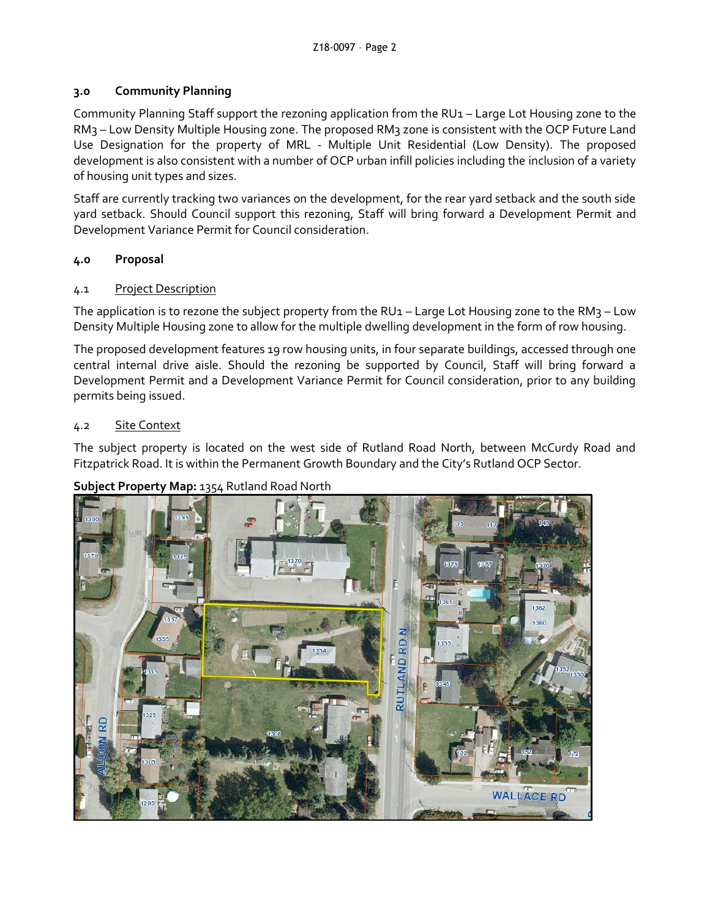## 3.0 Community Planning

Community Planning Staff support the rezoning application from the RU1 – Large Lot Housing zone to the RM3 – Low Density Multiple Housing zone. The proposed RM3 zone is consistent with the OCP Future Land Use Designation for the property of MRL - Multiple Unit Residential (Low Density). The proposed development is also consistent with a number of OCP urban infill policies including the inclusion of a variety of housing unit types and sizes.

Staff are currently tracking two variances on the development, for the rear yard setback and the south side yard setback. Should Council support this rezoning, Staff will bring forward a Development Permit and Development Variance Permit for Council consideration.

## 4.0 Proposal

### 4.1 Project Description

The application is to rezone the subject property from the RU1 – Large Lot Housing zone to the RM3 – Low Density Multiple Housing zone to allow for the multiple dwelling development in the form of row housing.

The proposed development features 19 row housing units, in four separate buildings, accessed through one central internal drive aisle. Should the rezoning be supported by Council, Staff will bring forward a Development Permit and a Development Variance Permit for Council consideration, prior to any building permits being issued.

### 4.2 Site Context

The subject property is located on the west side of Rutland Road North, between McCurdy Road and Fitzpatrick Road. It is within the Permanent Growth Boundary and the City's Rutland OCP Sector.

**Subject Property Map:** 1354 Rutland Road North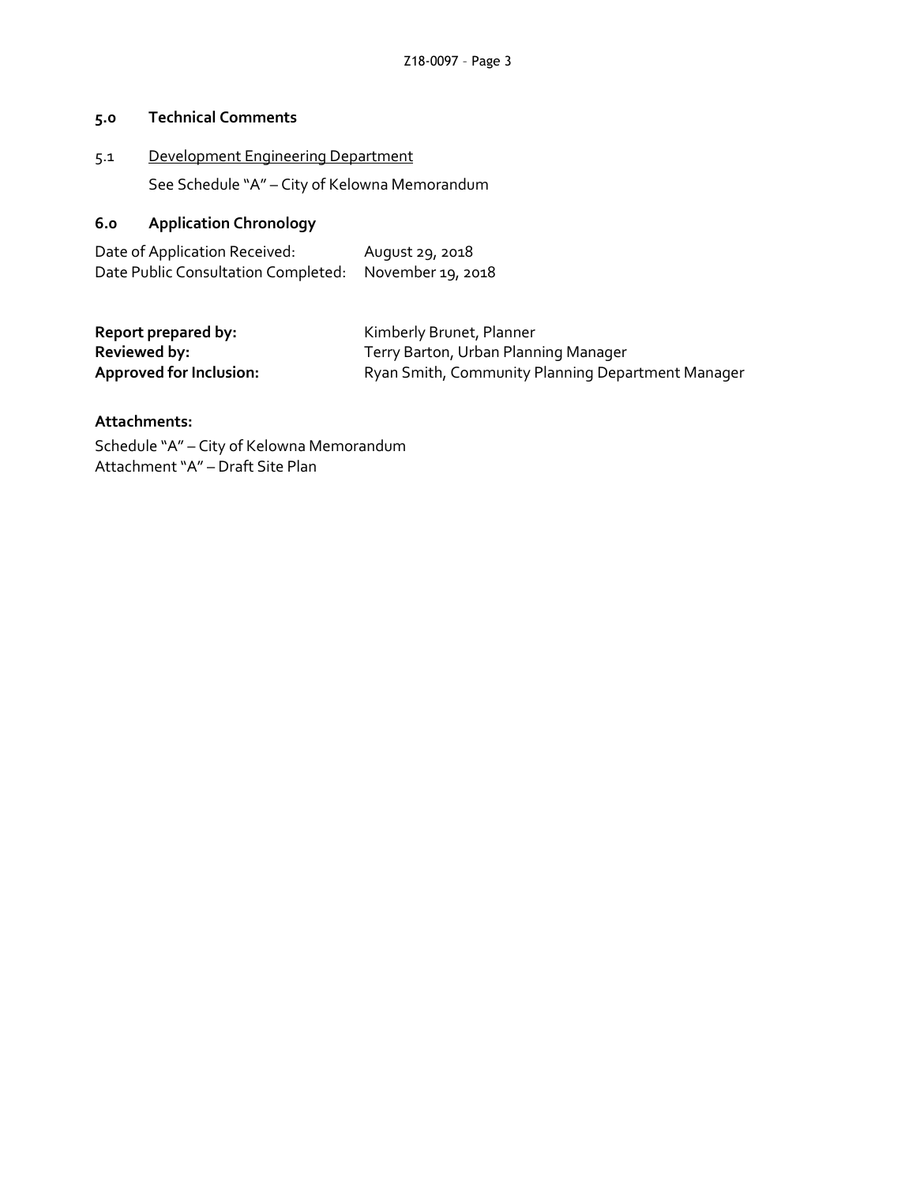## 5.0 Technical Comments

5.1 Development Engineering Department

See Schedule "A" – City of Kelowna Memorandum

## 6.0 Application Chronology

| | |
|---|---|
| Date of Application Received: | August 29, 2018 |
| Date Public Consultation Completed: | November 19, 2018 |

| | |
|---|---|
| **Report prepared by:** | Kimberly Brunet, Planner |
| **Reviewed by:** | Terry Barton, Urban Planning Manager |
| **Approved for Inclusion:** | Ryan Smith, Community Planning Department Manager |

**Attachments:**

Schedule "A" – City of Kelowna Memorandum
Attachment "A" – Draft Site Plan